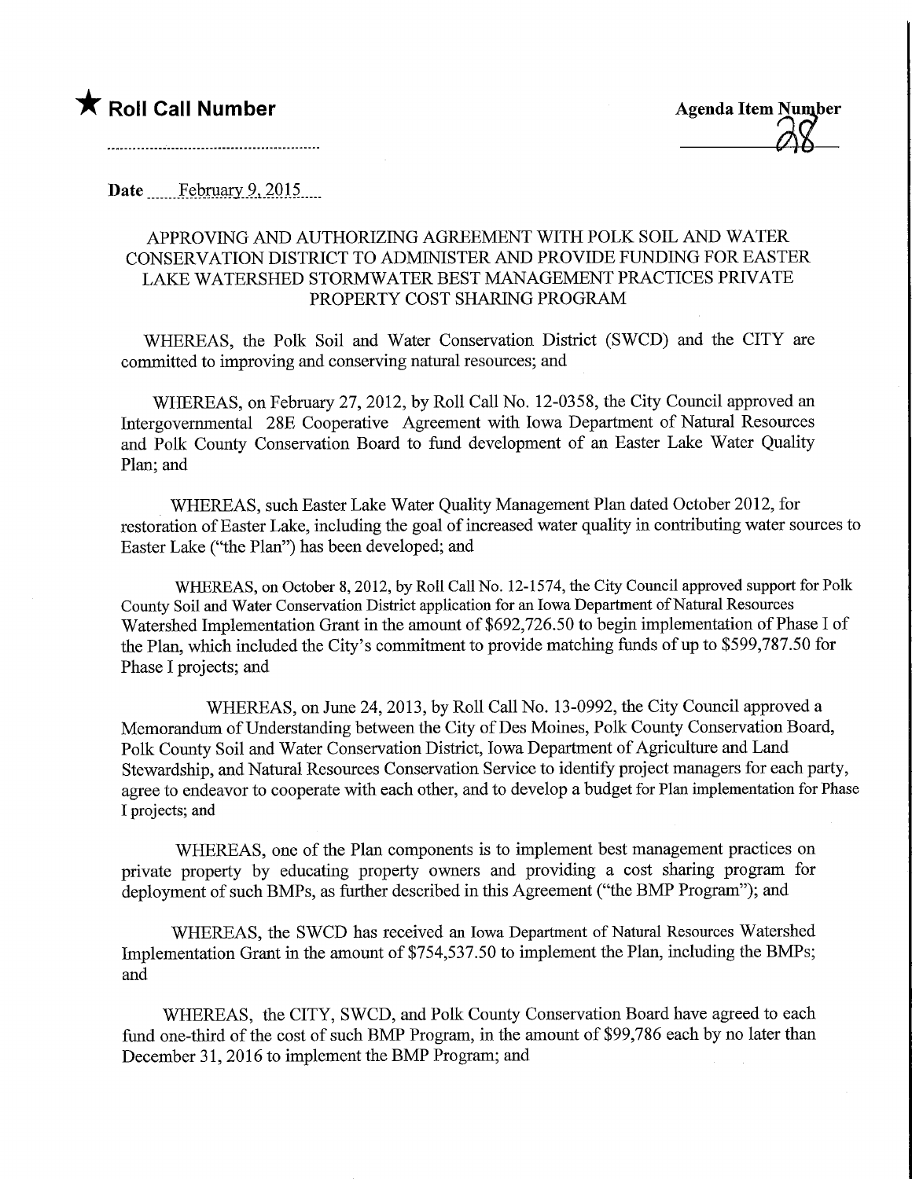★ **Roll Call Number**

**Agenda Item Number**
28

Date February 9, 2015

APPROVING AND AUTHORIZING AGREEMENT WITH POLK SOIL AND WATER CONSERVATION DISTRICT TO ADMINISTER AND PROVIDE FUNDING FOR EASTER LAKE WATERSHED STORMWATER BEST MANAGEMENT PRACTICES PRIVATE PROPERTY COST SHARING PROGRAM

WHEREAS, the Polk Soil and Water Conservation District (SWCD) and the CITY are committed to improving and conserving natural resources; and

WHEREAS, on February 27, 2012, by Roll Call No. 12-0358, the City Council approved an Intergovernmental 28E Cooperative Agreement with Iowa Department of Natural Resources and Polk County Conservation Board to fund development of an Easter Lake Water Quality Plan; and

WHEREAS, such Easter Lake Water Quality Management Plan dated October 2012, for restoration of Easter Lake, including the goal of increased water quality in contributing water sources to Easter Lake ("the Plan") has been developed; and

WHEREAS, on October 8, 2012, by Roll Call No. 12-1574, the City Council approved support for Polk County Soil and Water Conservation District application for an Iowa Department of Natural Resources Watershed Implementation Grant in the amount of $692,726.50 to begin implementation of Phase I of the Plan, which included the City's commitment to provide matching funds of up to $599,787.50 for Phase I projects; and

WHEREAS, on June 24, 2013, by Roll Call No. 13-0992, the City Council approved a Memorandum of Understanding between the City of Des Moines, Polk County Conservation Board, Polk County Soil and Water Conservation District, Iowa Department of Agriculture and Land Stewardship, and Natural Resources Conservation Service to identify project managers for each party, agree to endeavor to cooperate with each other, and to develop a budget for Plan implementation for Phase I projects; and

WHEREAS, one of the Plan components is to implement best management practices on private property by educating property owners and providing a cost sharing program for deployment of such BMPs, as further described in this Agreement ("the BMP Program"); and

WHEREAS, the SWCD has received an Iowa Department of Natural Resources Watershed Implementation Grant in the amount of $754,537.50 to implement the Plan, including the BMPs; and

WHEREAS, the CITY, SWCD, and Polk County Conservation Board have agreed to each fund one-third of the cost of such BMP Program, in the amount of $99,786 each by no later than December 31, 2016 to implement the BMP Program; and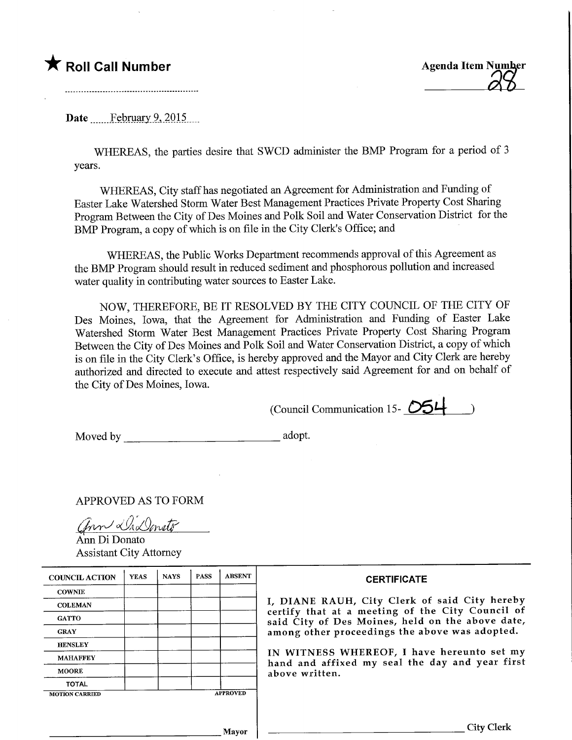★ **Roll Call Number**

..................................................

**Agenda Item Number**

28

**Date** February 9, 2015

WHEREAS, the parties desire that SWCD administer the BMP Program for a period of 3 years.

WHEREAS, City staff has negotiated an Agreement for Administration and Funding of Easter Lake Watershed Storm Water Best Management Practices Private Property Cost Sharing Program Between the City of Des Moines and Polk Soil and Water Conservation District for the BMP Program, a copy of which is on file in the City Clerk's Office; and

WHEREAS, the Public Works Department recommends approval of this Agreement as the BMP Program should result in reduced sediment and phosphorous pollution and increased water quality in contributing water sources to Easter Lake.

NOW, THEREFORE, BE IT RESOLVED BY THE CITY COUNCIL OF THE CITY OF Des Moines, Iowa, that the Agreement for Administration and Funding of Easter Lake Watershed Storm Water Best Management Practices Private Property Cost Sharing Program Between the City of Des Moines and Polk Soil and Water Conservation District, a copy of which is on file in the City Clerk's Office, is hereby approved and the Mayor and City Clerk are hereby authorized and directed to execute and attest respectively said Agreement for and on behalf of the City of Des Moines, Iowa.

(Council Communication 15- 054 )

Moved by ____________________________ adopt.

APPROVED AS TO FORM

Ann Di Donato
Assistant City Attorney

| COUNCIL ACTION | YEAS | NAYS | PASS | ABSENT |
|---|---|---|---|---|
| COWNIE | | | | |
| COLEMAN | | | | |
| GATTO | | | | |
| GRAY | | | | |
| HENSLEY | | | | |
| MAHAFFEY | | | | |
| MOORE | | | | |
| TOTAL | | | | |

MOTION CARRIED APPROVED

____________________________ Mayor

**CERTIFICATE**

I, DIANE RAUH, City Clerk of said City hereby certify that at a meeting of the City Council of said City of Des Moines, held on the above date, among other proceedings the above was adopted.

IN WITNESS WHEREOF, I have hereunto set my hand and affixed my seal the day and year first above written.

____________________________ City Clerk